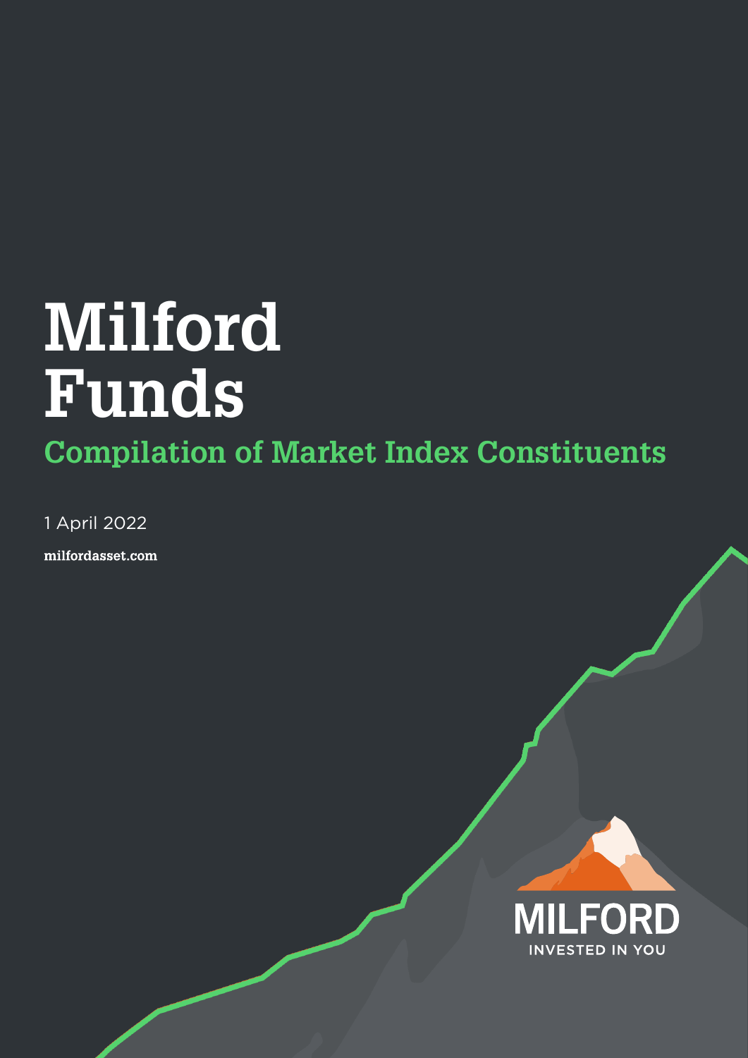# Milford Funds

## Compilation of Market Index Constituents

1 April 2022

milfordasset.com

MILFORD

INVESTED IN YOU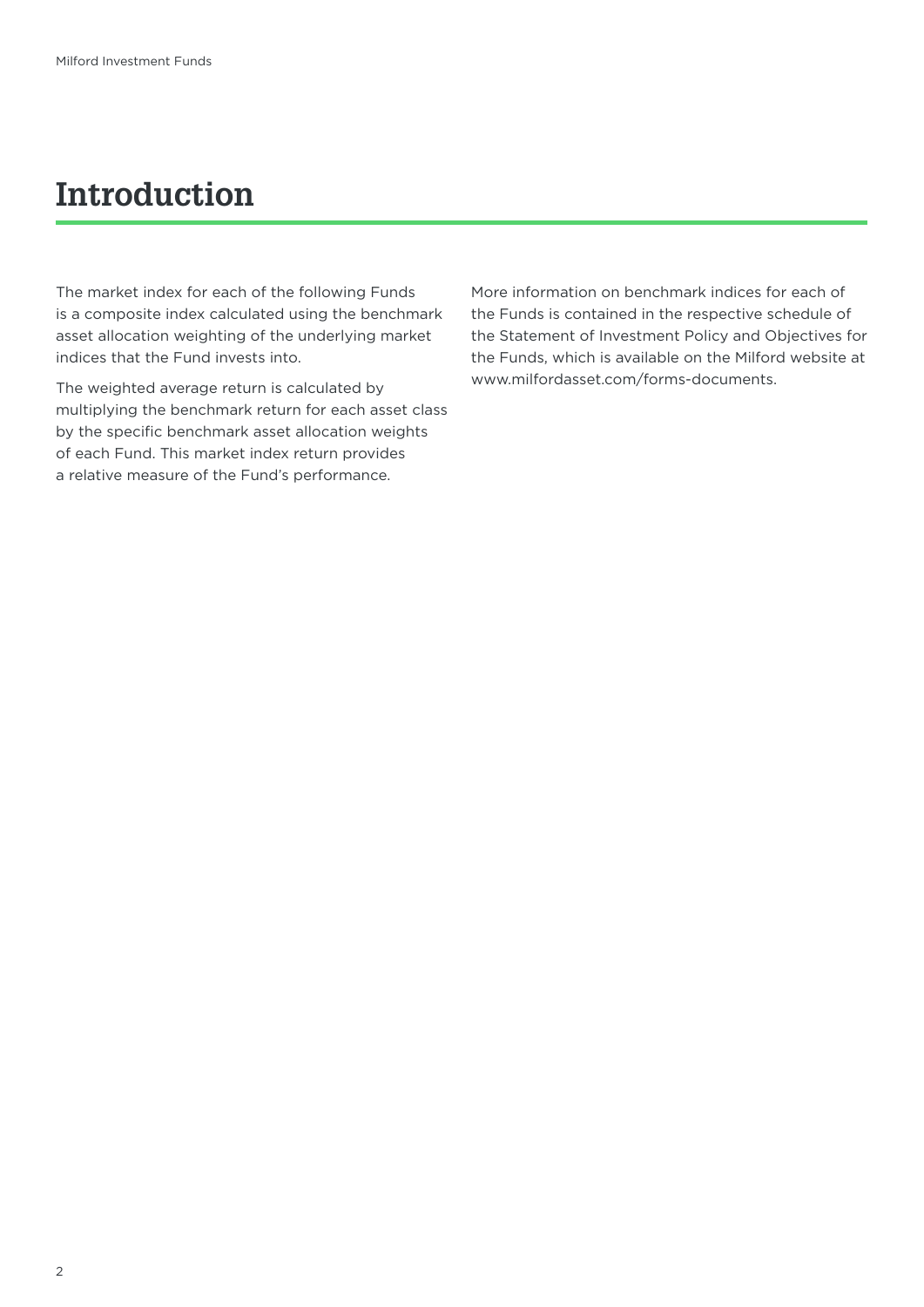# Introduction

The market index for each of the following Funds is a composite index calculated using the benchmark asset allocation weighting of the underlying market indices that the Fund invests into.

The weighted average return is calculated by multiplying the benchmark return for each asset class by the specific benchmark asset allocation weights of each Fund. This market index return provides a relative measure of the Fund's performance.

More information on benchmark indices for each of the Funds is contained in the respective schedule of the Statement of Investment Policy and Objectives for the Funds, which is available on the Milford website at www.milfordasset.com/forms-documents.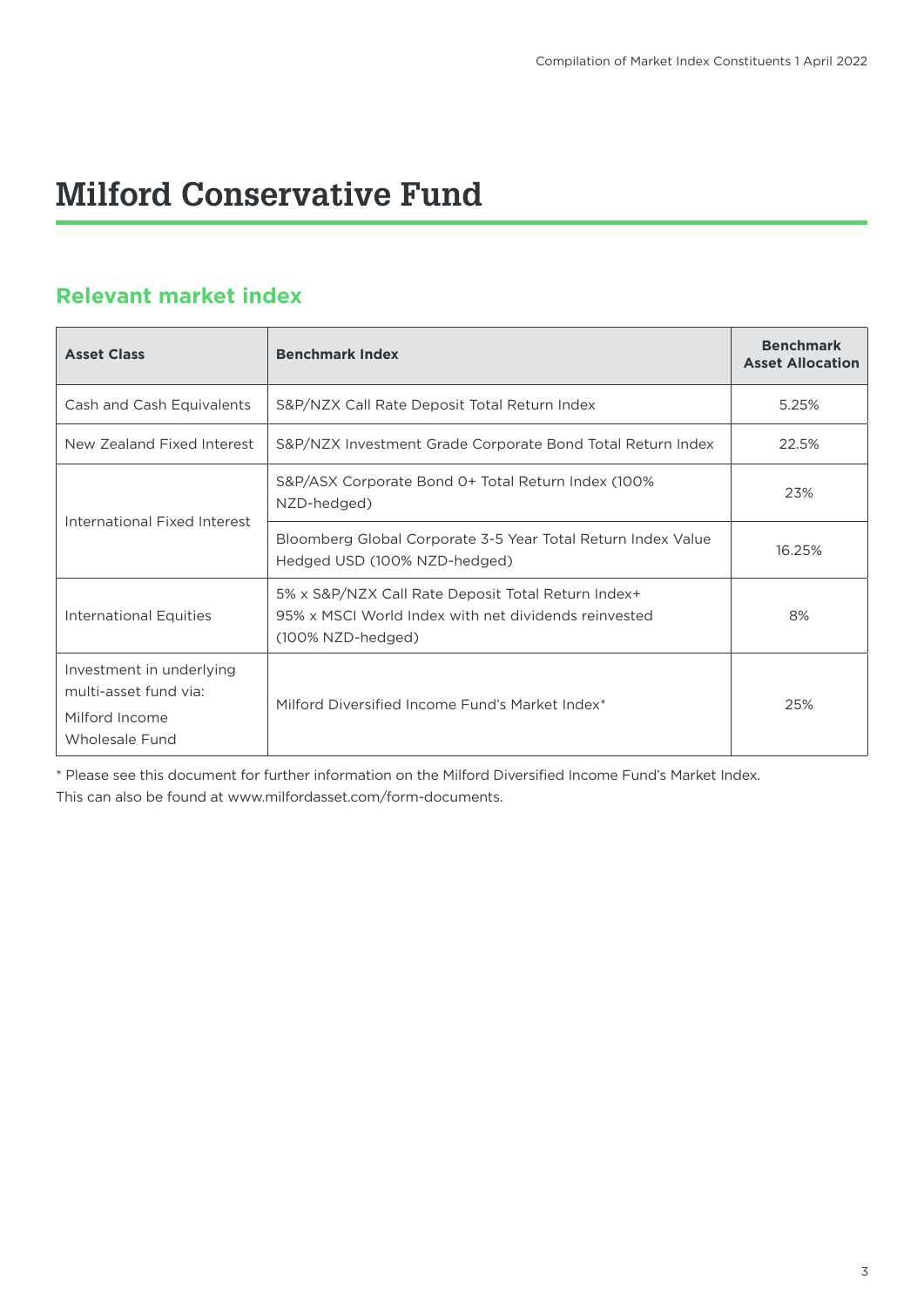# Milford Conservative Fund

## Relevant market index

| Asset Class | Benchmark Index | Benchmark Asset Allocation |
|---|---|---|
| Cash and Cash Equivalents | S&P/NZX Call Rate Deposit Total Return Index | 5.25% |
| New Zealand Fixed Interest | S&P/NZX Investment Grade Corporate Bond Total Return Index | 22.5% |
| International Fixed Interest | S&P/ASX Corporate Bond 0+ Total Return Index (100% NZD-hedged) | 23% |
| | Bloomberg Global Corporate 3-5 Year Total Return Index Value Hedged USD (100% NZD-hedged) | 16.25% |
| International Equities | 5% x S&P/NZX Call Rate Deposit Total Return Index+ 95% x MSCI World Index with net dividends reinvested (100% NZD-hedged) | 8% |
| Investment in underlying multi-asset fund via: Milford Income Wholesale Fund | Milford Diversified Income Fund's Market Index* | 25% |

* Please see this document for further information on the Milford Diversified Income Fund's Market Index. This can also be found at www.milfordasset.com/form-documents.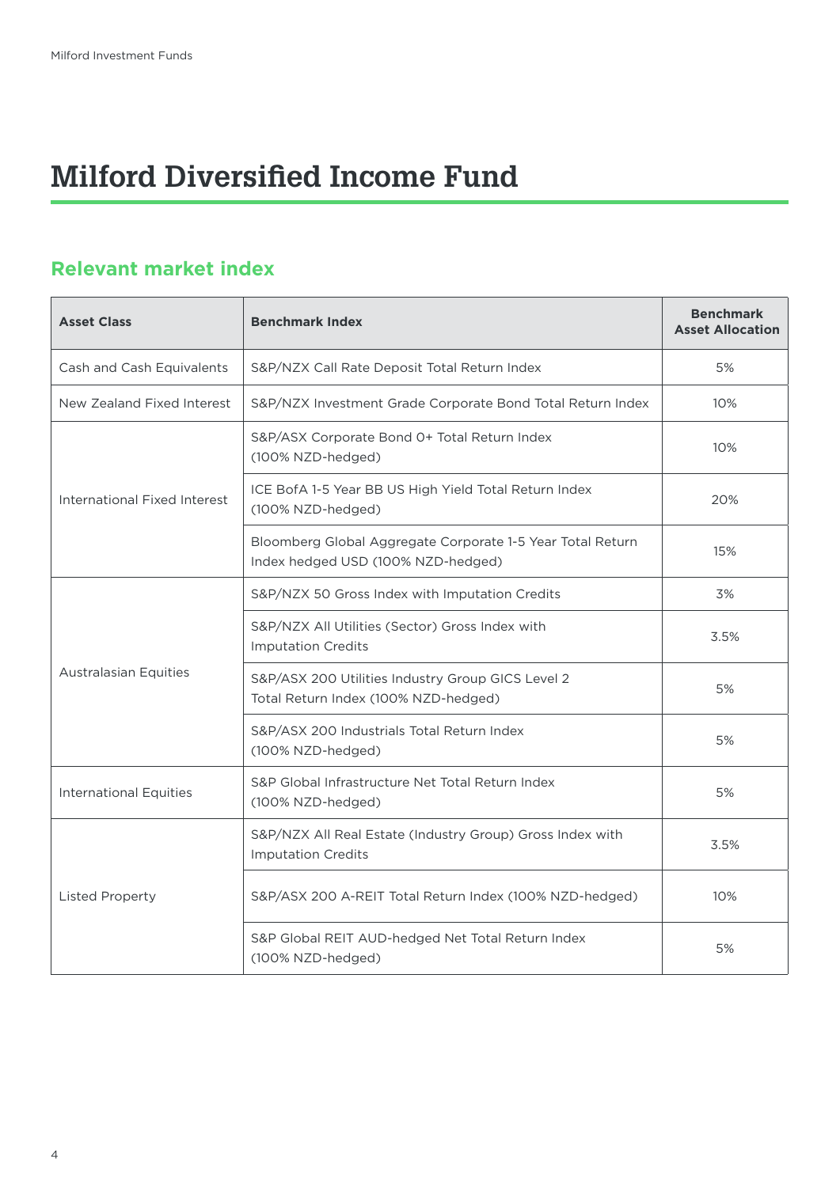# Milford Diversified Income Fund

## Relevant market index

| Asset Class | Benchmark Index | Benchmark Asset Allocation |
|---|---|---|
| Cash and Cash Equivalents | S&P/NZX Call Rate Deposit Total Return Index | 5% |
| New Zealand Fixed Interest | S&P/NZX Investment Grade Corporate Bond Total Return Index | 10% |
| International Fixed Interest | S&P/ASX Corporate Bond 0+ Total Return Index (100% NZD-hedged) | 10% |
| | ICE BofA 1-5 Year BB US High Yield Total Return Index (100% NZD-hedged) | 20% |
| | Bloomberg Global Aggregate Corporate 1-5 Year Total Return Index hedged USD (100% NZD-hedged) | 15% |
| Australasian Equities | S&P/NZX 50 Gross Index with Imputation Credits | 3% |
| | S&P/NZX All Utilities (Sector) Gross Index with Imputation Credits | 3.5% |
| | S&P/ASX 200 Utilities Industry Group GICS Level 2 Total Return Index (100% NZD-hedged) | 5% |
| | S&P/ASX 200 Industrials Total Return Index (100% NZD-hedged) | 5% |
| International Equities | S&P Global Infrastructure Net Total Return Index (100% NZD-hedged) | 5% |
| Listed Property | S&P/NZX All Real Estate (Industry Group) Gross Index with Imputation Credits | 3.5% |
| | S&P/ASX 200 A-REIT Total Return Index (100% NZD-hedged) | 10% |
| | S&P Global REIT AUD-hedged Net Total Return Index (100% NZD-hedged) | 5% |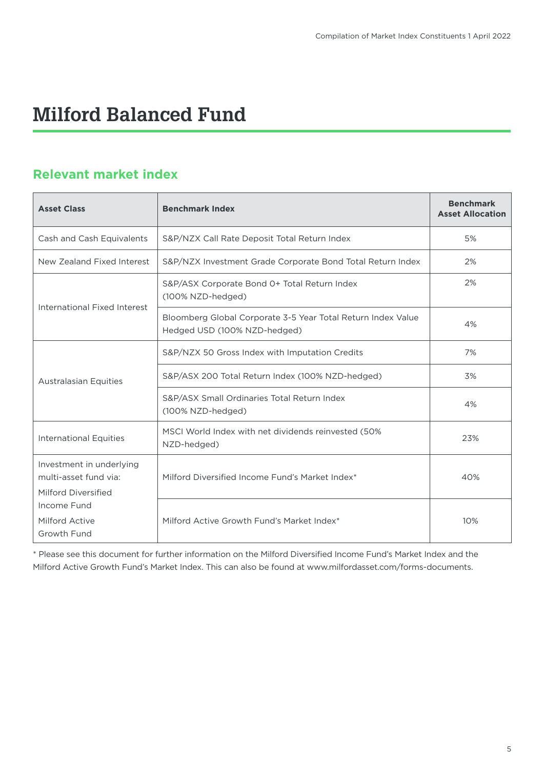# Milford Balanced Fund

## Relevant market index

| Asset Class | Benchmark Index | Benchmark Asset Allocation |
|---|---|---|
| Cash and Cash Equivalents | S&P/NZX Call Rate Deposit Total Return Index | 5% |
| New Zealand Fixed Interest | S&P/NZX Investment Grade Corporate Bond Total Return Index | 2% |
| International Fixed Interest | S&P/ASX Corporate Bond 0+ Total Return Index (100% NZD-hedged) | 2% |
| | Bloomberg Global Corporate 3-5 Year Total Return Index Value Hedged USD (100% NZD-hedged) | 4% |
| Australasian Equities | S&P/NZX 50 Gross Index with Imputation Credits | 7% |
| | S&P/ASX 200 Total Return Index (100% NZD-hedged) | 3% |
| | S&P/ASX Small Ordinaries Total Return Index (100% NZD-hedged) | 4% |
| International Equities | MSCI World Index with net dividends reinvested (50% NZD-hedged) | 23% |
| Investment in underlying multi-asset fund via: Milford Diversified Income Fund | Milford Diversified Income Fund's Market Index* | 40% |
| Milford Active Growth Fund | Milford Active Growth Fund's Market Index* | 10% |

* Please see this document for further information on the Milford Diversified Income Fund's Market Index and the Milford Active Growth Fund's Market Index. This can also be found at www.milfordasset.com/forms-documents.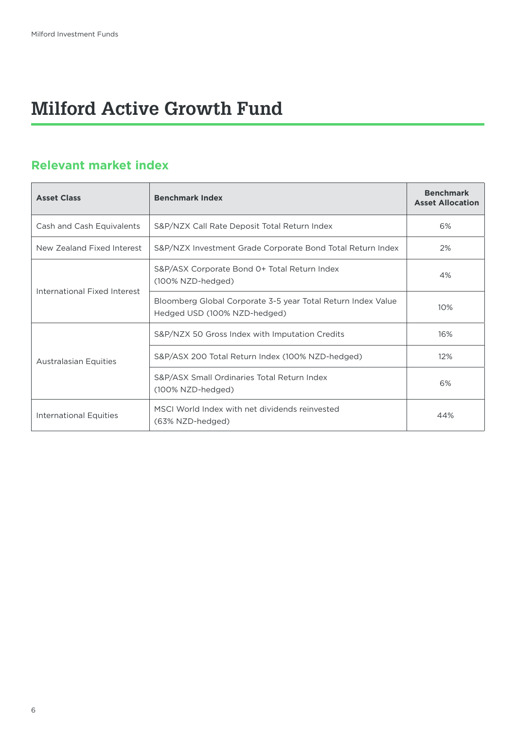# Milford Active Growth Fund

## Relevant market index

| Asset Class | Benchmark Index | Benchmark Asset Allocation |
|---|---|---|
| Cash and Cash Equivalents | S&P/NZX Call Rate Deposit Total Return Index | 6% |
| New Zealand Fixed Interest | S&P/NZX Investment Grade Corporate Bond Total Return Index | 2% |
| International Fixed Interest | S&P/ASX Corporate Bond 0+ Total Return Index (100% NZD-hedged) | 4% |
| | Bloomberg Global Corporate 3-5 year Total Return Index Value Hedged USD (100% NZD-hedged) | 10% |
| Australasian Equities | S&P/NZX 50 Gross Index with Imputation Credits | 16% |
| | S&P/ASX 200 Total Return Index (100% NZD-hedged) | 12% |
| | S&P/ASX Small Ordinaries Total Return Index (100% NZD-hedged) | 6% |
| International Equities | MSCI World Index with net dividends reinvested (63% NZD-hedged) | 44% |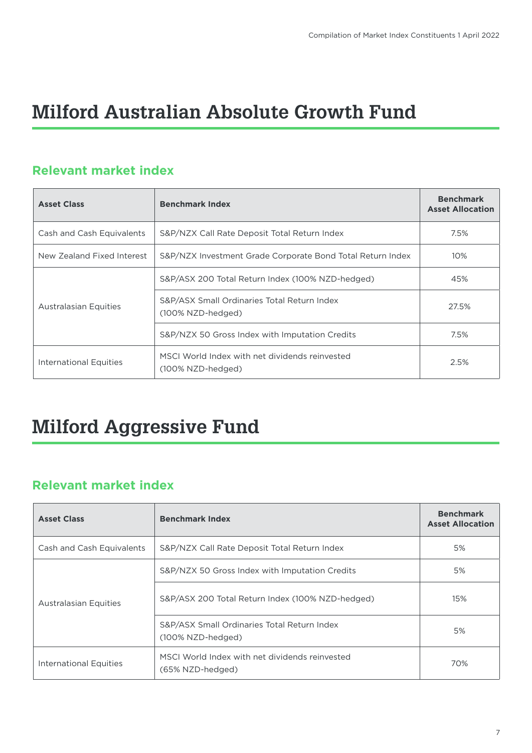# Milford Australian Absolute Growth Fund

## Relevant market index

| Asset Class | Benchmark Index | Benchmark Asset Allocation |
|---|---|---|
| Cash and Cash Equivalents | S&P/NZX Call Rate Deposit Total Return Index | 7.5% |
| New Zealand Fixed Interest | S&P/NZX Investment Grade Corporate Bond Total Return Index | 10% |
| Australasian Equities | S&P/ASX 200 Total Return Index (100% NZD-hedged) | 45% |
| | S&P/ASX Small Ordinaries Total Return Index (100% NZD-hedged) | 27.5% |
| | S&P/NZX 50 Gross Index with Imputation Credits | 7.5% |
| International Equities | MSCI World Index with net dividends reinvested (100% NZD-hedged) | 2.5% |

# Milford Aggressive Fund

## Relevant market index

| Asset Class | Benchmark Index | Benchmark Asset Allocation |
|---|---|---|
| Cash and Cash Equivalents | S&P/NZX Call Rate Deposit Total Return Index | 5% |
| Australasian Equities | S&P/NZX 50 Gross Index with Imputation Credits | 5% |
| | S&P/ASX 200 Total Return Index (100% NZD-hedged) | 15% |
| | S&P/ASX Small Ordinaries Total Return Index (100% NZD-hedged) | 5% |
| International Equities | MSCI World Index with net dividends reinvested (65% NZD-hedged) | 70% |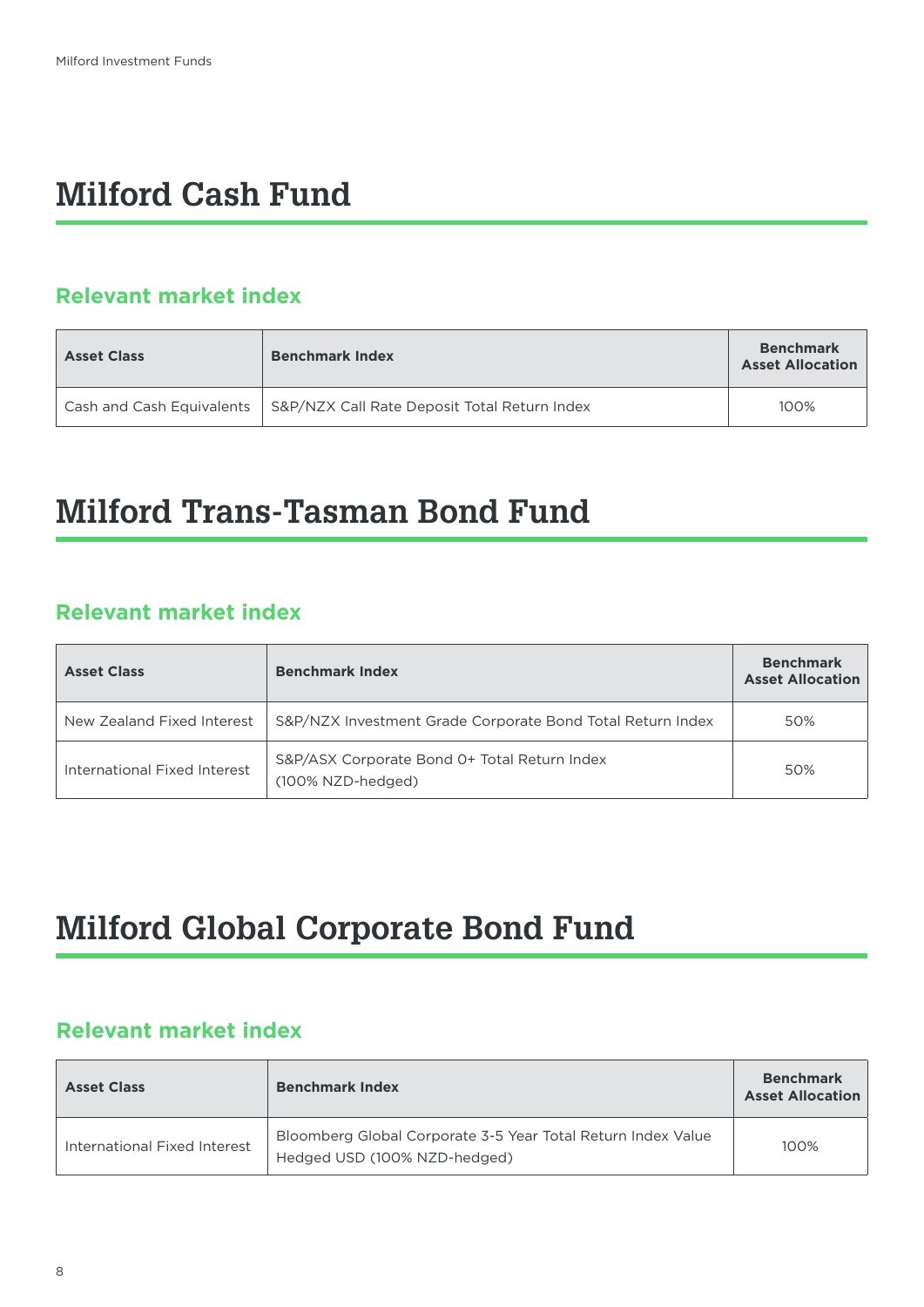# Milford Cash Fund

## Relevant market index

| Asset Class | Benchmark Index | Benchmark Asset Allocation |
|---|---|---|
| Cash and Cash Equivalents | S&P/NZX Call Rate Deposit Total Return Index | 100% |

# Milford Trans-Tasman Bond Fund

## Relevant market index

| Asset Class | Benchmark Index | Benchmark Asset Allocation |
|---|---|---|
| New Zealand Fixed Interest | S&P/NZX Investment Grade Corporate Bond Total Return Index | 50% |
| International Fixed Interest | S&P/ASX Corporate Bond 0+ Total Return Index (100% NZD-hedged) | 50% |

# Milford Global Corporate Bond Fund

## Relevant market index

| Asset Class | Benchmark Index | Benchmark Asset Allocation |
|---|---|---|
| International Fixed Interest | Bloomberg Global Corporate 3-5 Year Total Return Index Value Hedged USD (100% NZD-hedged) | 100% |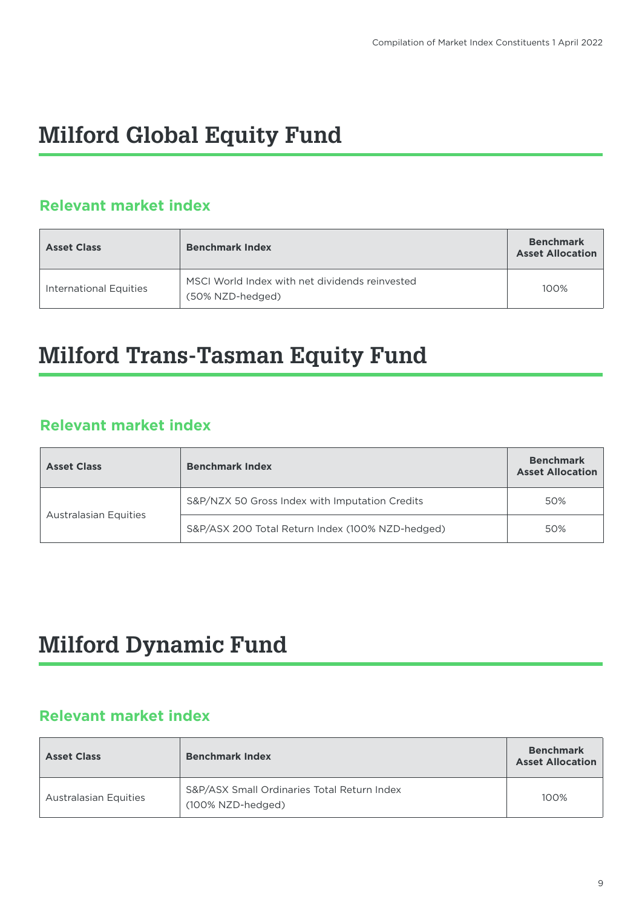# Milford Global Equity Fund

## Relevant market index

| Asset Class | Benchmark Index | Benchmark Asset Allocation |
|---|---|---|
| International Equities | MSCI World Index with net dividends reinvested (50% NZD-hedged) | 100% |

# Milford Trans-Tasman Equity Fund

## Relevant market index

| Asset Class | Benchmark Index | Benchmark Asset Allocation |
|---|---|---|
| Australasian Equities | S&P/NZX 50 Gross Index with Imputation Credits | 50% |
| | S&P/ASX 200 Total Return Index (100% NZD-hedged) | 50% |

# Milford Dynamic Fund

## Relevant market index

| Asset Class | Benchmark Index | Benchmark Asset Allocation |
|---|---|---|
| Australasian Equities | S&P/ASX Small Ordinaries Total Return Index (100% NZD-hedged) | 100% |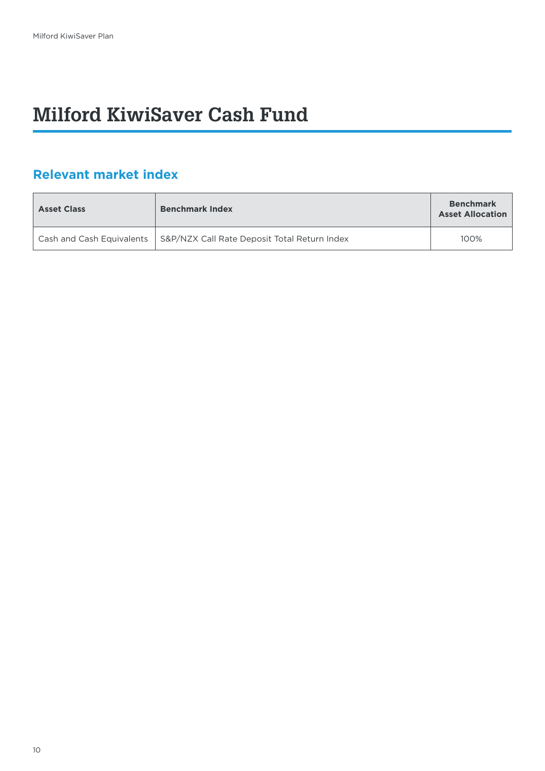# Milford KiwiSaver Cash Fund

## Relevant market index

| Asset Class | Benchmark Index | Benchmark Asset Allocation |
|---|---|---|
| Cash and Cash Equivalents | S&P/NZX Call Rate Deposit Total Return Index | 100% |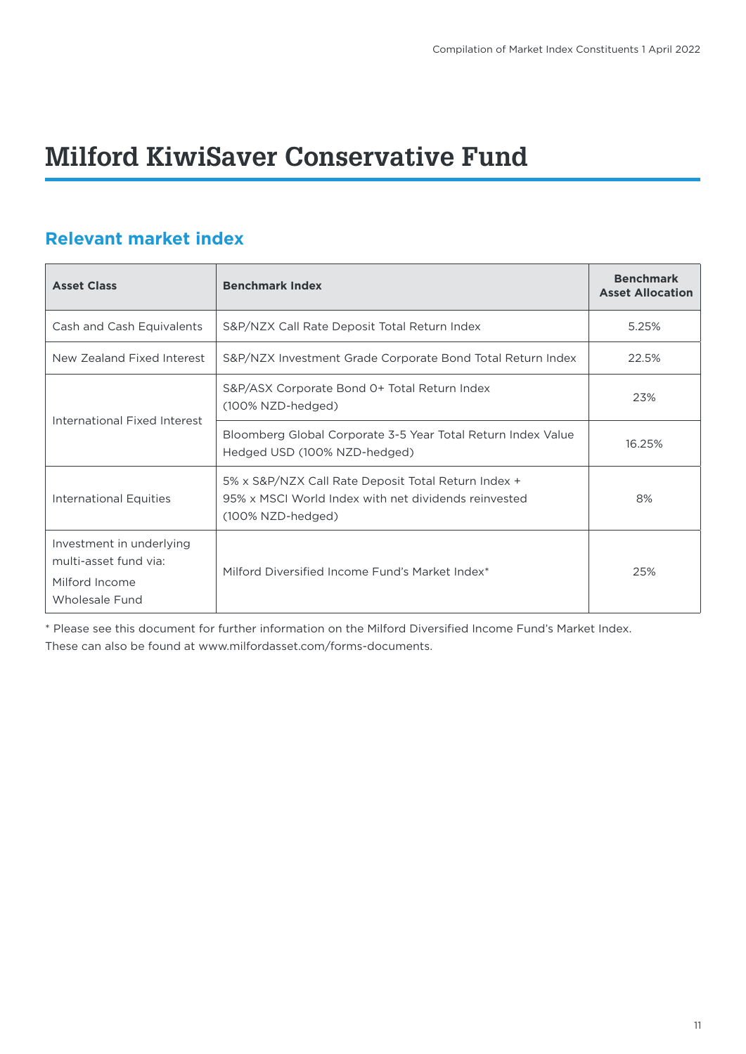# Milford KiwiSaver Conservative Fund

## Relevant market index

| Asset Class | Benchmark Index | Benchmark Asset Allocation |
|---|---|---|
| Cash and Cash Equivalents | S&P/NZX Call Rate Deposit Total Return Index | 5.25% |
| New Zealand Fixed Interest | S&P/NZX Investment Grade Corporate Bond Total Return Index | 22.5% |
| International Fixed Interest | S&P/ASX Corporate Bond 0+ Total Return Index (100% NZD-hedged) | 23% |
| | Bloomberg Global Corporate 3-5 Year Total Return Index Value Hedged USD (100% NZD-hedged) | 16.25% |
| International Equities | 5% x S&P/NZX Call Rate Deposit Total Return Index + 95% x MSCI World Index with net dividends reinvested (100% NZD-hedged) | 8% |
| Investment in underlying multi-asset fund via: Milford Income Wholesale Fund | Milford Diversified Income Fund's Market Index* | 25% |

* Please see this document for further information on the Milford Diversified Income Fund's Market Index. These can also be found at www.milfordasset.com/forms-documents.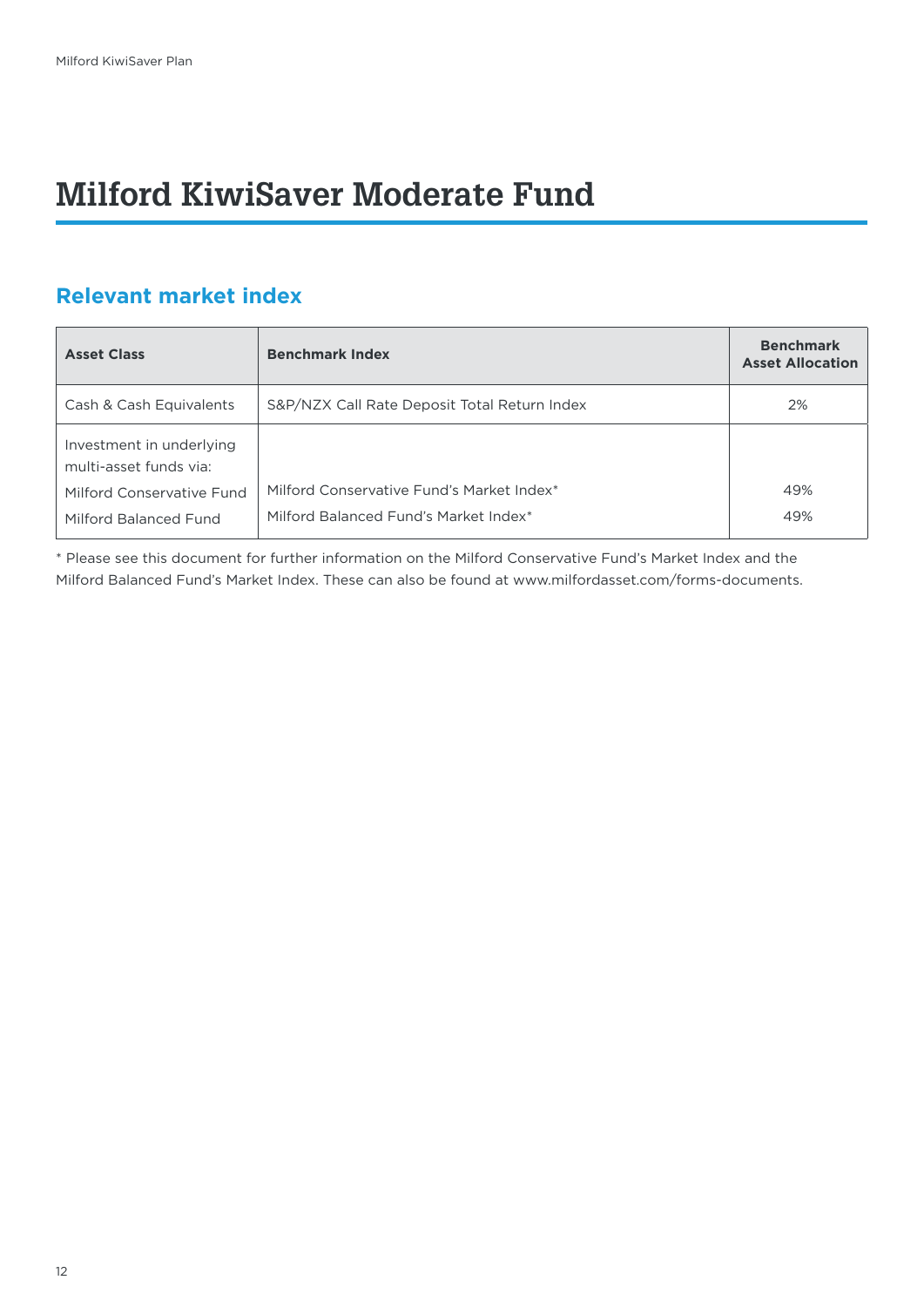# Milford KiwiSaver Moderate Fund

## Relevant market index

| Asset Class | Benchmark Index | Benchmark Asset Allocation |
|---|---|---|
| Cash & Cash Equivalents | S&P/NZX Call Rate Deposit Total Return Index | 2% |
| Investment in underlying multi-asset funds via: | | |
| Milford Conservative Fund | Milford Conservative Fund's Market Index* | 49% |
| Milford Balanced Fund | Milford Balanced Fund's Market Index* | 49% |

* Please see this document for further information on the Milford Conservative Fund's Market Index and the Milford Balanced Fund's Market Index. These can also be found at www.milfordasset.com/forms-documents.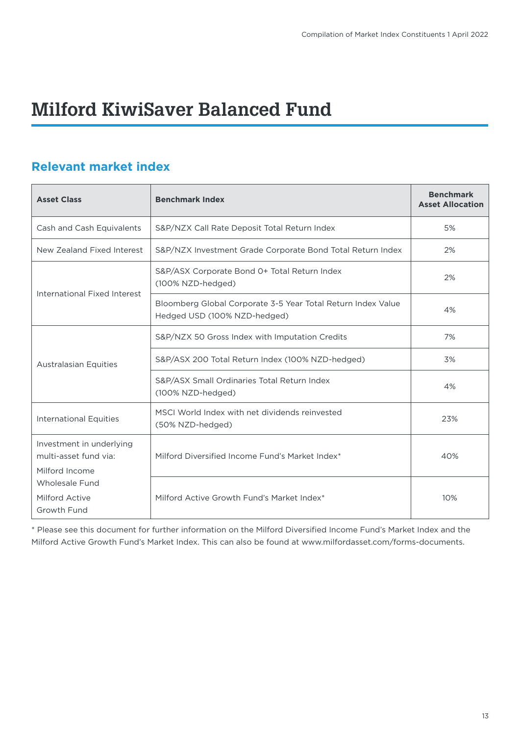# Milford KiwiSaver Balanced Fund

## Relevant market index

| Asset Class | Benchmark Index | Benchmark Asset Allocation |
|---|---|---|
| Cash and Cash Equivalents | S&P/NZX Call Rate Deposit Total Return Index | 5% |
| New Zealand Fixed Interest | S&P/NZX Investment Grade Corporate Bond Total Return Index | 2% |
| International Fixed Interest | S&P/ASX Corporate Bond 0+ Total Return Index (100% NZD-hedged) | 2% |
| | Bloomberg Global Corporate 3-5 Year Total Return Index Value Hedged USD (100% NZD-hedged) | 4% |
| Australasian Equities | S&P/NZX 50 Gross Index with Imputation Credits | 7% |
| | S&P/ASX 200 Total Return Index (100% NZD-hedged) | 3% |
| | S&P/ASX Small Ordinaries Total Return Index (100% NZD-hedged) | 4% |
| International Equities | MSCI World Index with net dividends reinvested (50% NZD-hedged) | 23% |
| Investment in underlying multi-asset fund via: Milford Income Wholesale Fund | Milford Diversified Income Fund's Market Index* | 40% |
| Milford Active Growth Fund | Milford Active Growth Fund's Market Index* | 10% |

* Please see this document for further information on the Milford Diversified Income Fund's Market Index and the Milford Active Growth Fund's Market Index. This can also be found at www.milfordasset.com/forms-documents.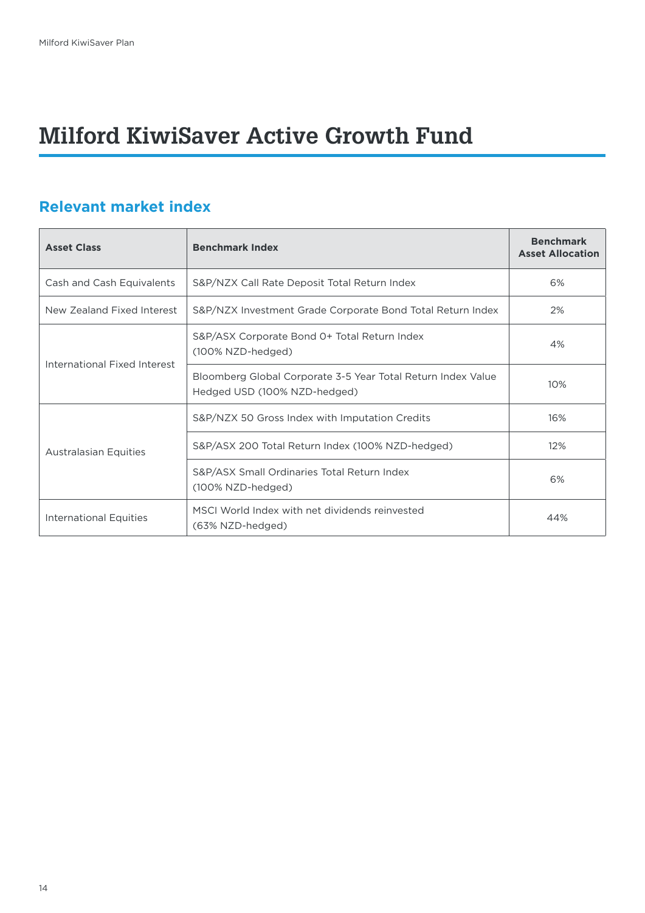# Milford KiwiSaver Active Growth Fund

## Relevant market index

| Asset Class | Benchmark Index | Benchmark Asset Allocation |
|---|---|---|
| Cash and Cash Equivalents | S&P/NZX Call Rate Deposit Total Return Index | 6% |
| New Zealand Fixed Interest | S&P/NZX Investment Grade Corporate Bond Total Return Index | 2% |
| International Fixed Interest | S&P/ASX Corporate Bond 0+ Total Return Index (100% NZD-hedged) | 4% |
| | Bloomberg Global Corporate 3-5 Year Total Return Index Value Hedged USD (100% NZD-hedged) | 10% |
| Australasian Equities | S&P/NZX 50 Gross Index with Imputation Credits | 16% |
| | S&P/ASX 200 Total Return Index (100% NZD-hedged) | 12% |
| | S&P/ASX Small Ordinaries Total Return Index (100% NZD-hedged) | 6% |
| International Equities | MSCI World Index with net dividends reinvested (63% NZD-hedged) | 44% |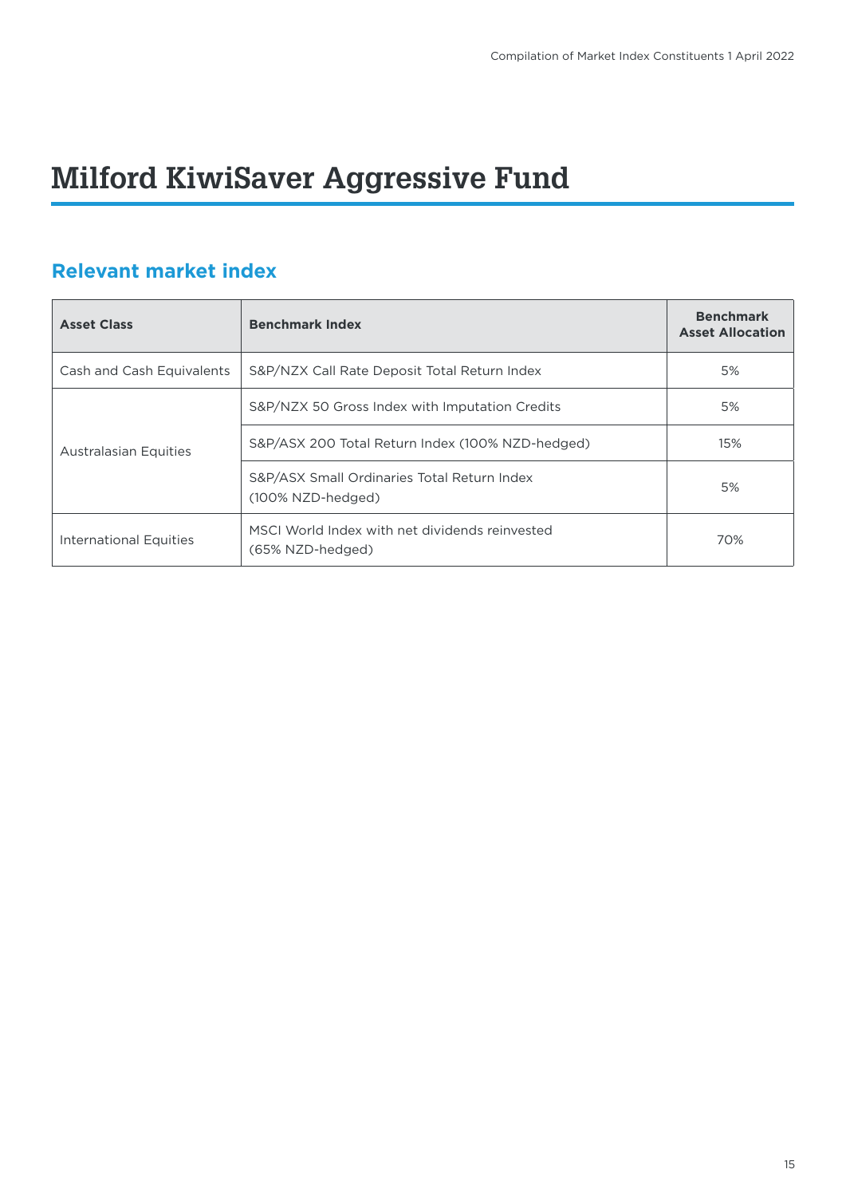# Milford KiwiSaver Aggressive Fund

## Relevant market index

| Asset Class | Benchmark Index | Benchmark Asset Allocation |
|---|---|---|
| Cash and Cash Equivalents | S&P/NZX Call Rate Deposit Total Return Index | 5% |
| Australasian Equities | S&P/NZX 50 Gross Index with Imputation Credits | 5% |
| | S&P/ASX 200 Total Return Index (100% NZD-hedged) | 15% |
| | S&P/ASX Small Ordinaries Total Return Index (100% NZD-hedged) | 5% |
| International Equities | MSCI World Index with net dividends reinvested (65% NZD-hedged) | 70% |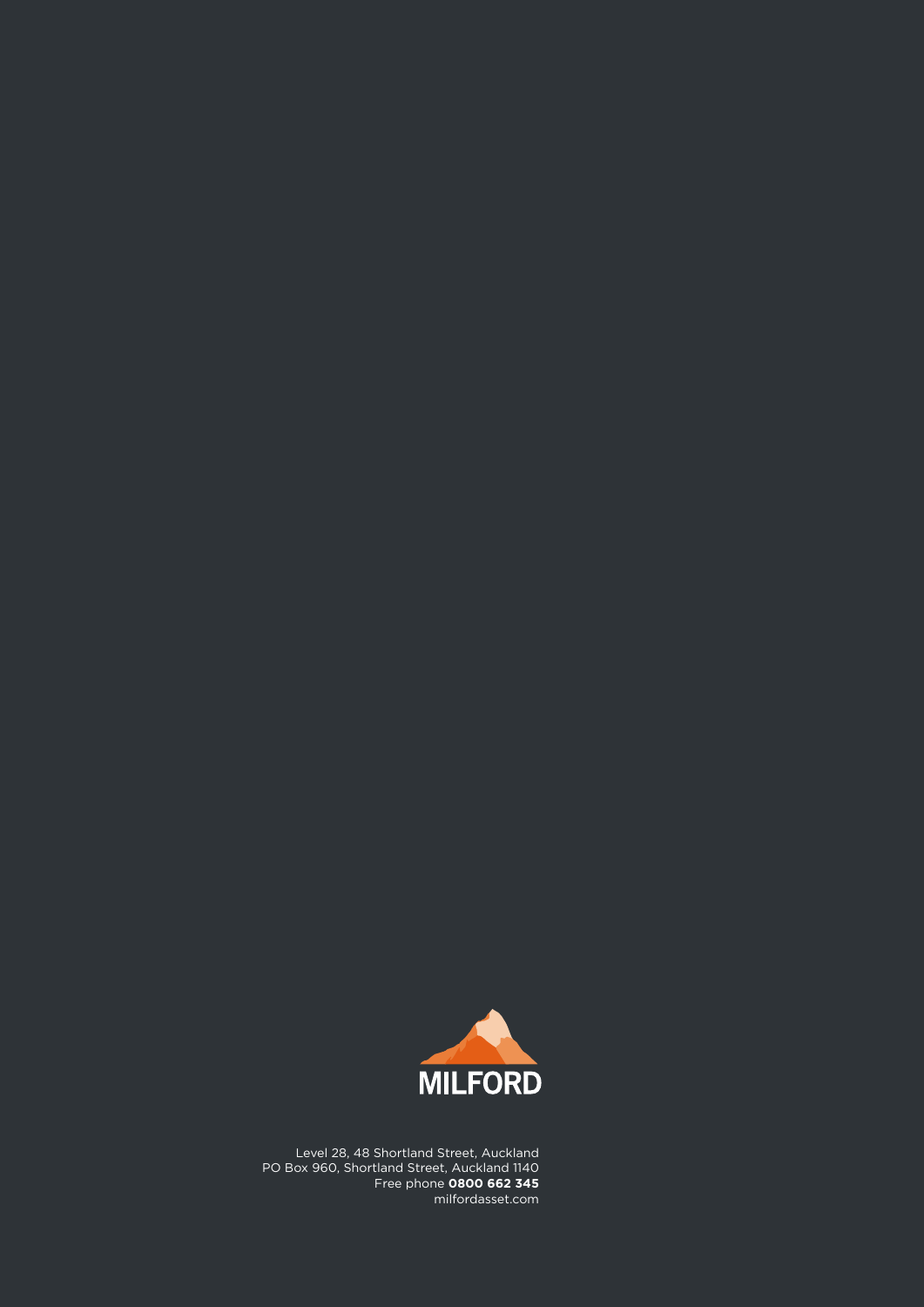MILFORD

Level 28, 48 Shortland Street, Auckland
PO Box 960, Shortland Street, Auckland 1140
Free phone **0800 662 345**
milfordasset.com